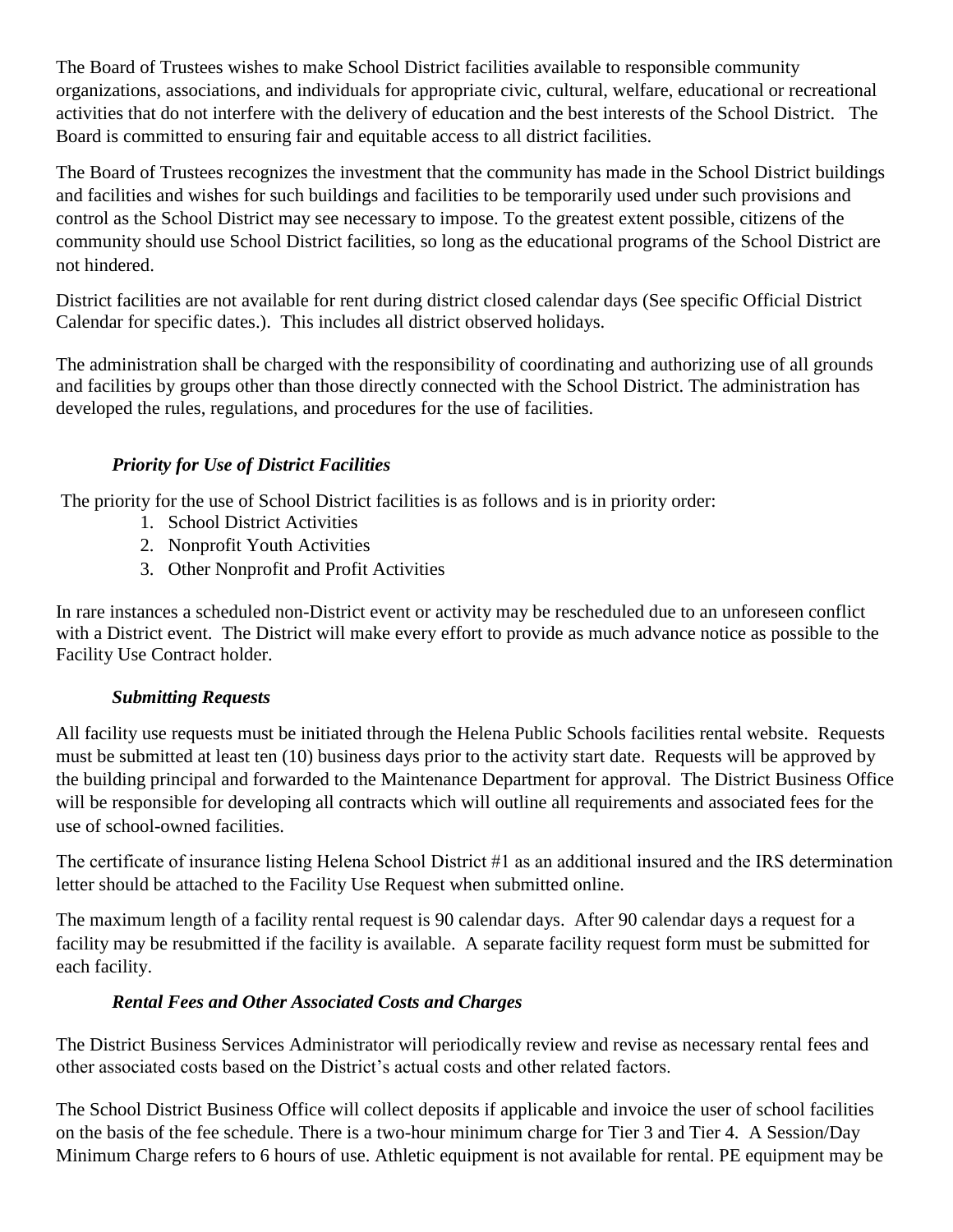The Board of Trustees wishes to make School District facilities available to responsible community organizations, associations, and individuals for appropriate civic, cultural, welfare, educational or recreational activities that do not interfere with the delivery of education and the best interests of the School District. The Board is committed to ensuring fair and equitable access to all district facilities.

The Board of Trustees recognizes the investment that the community has made in the School District buildings and facilities and wishes for such buildings and facilities to be temporarily used under such provisions and control as the School District may see necessary to impose. To the greatest extent possible, citizens of the community should use School District facilities, so long as the educational programs of the School District are not hindered.

District facilities are not available for rent during district closed calendar days (See specific Official District Calendar for specific dates.). This includes all district observed holidays.

The administration shall be charged with the responsibility of coordinating and authorizing use of all grounds and facilities by groups other than those directly connected with the School District. The administration has developed the rules, regulations, and procedures for the use of facilities.

### *Priority for Use of District Facilities*

The priority for the use of School District facilities is as follows and is in priority order:

1. School District Activities
2. Nonprofit Youth Activities
3. Other Nonprofit and Profit Activities

In rare instances a scheduled non-District event or activity may be rescheduled due to an unforeseen conflict with a District event. The District will make every effort to provide as much advance notice as possible to the Facility Use Contract holder.

### *Submitting Requests*

All facility use requests must be initiated through the Helena Public Schools facilities rental website. Requests must be submitted at least ten (10) business days prior to the activity start date. Requests will be approved by the building principal and forwarded to the Maintenance Department for approval. The District Business Office will be responsible for developing all contracts which will outline all requirements and associated fees for the use of school-owned facilities.

The certificate of insurance listing Helena School District #1 as an additional insured and the IRS determination letter should be attached to the Facility Use Request when submitted online.

The maximum length of a facility rental request is 90 calendar days. After 90 calendar days a request for a facility may be resubmitted if the facility is available. A separate facility request form must be submitted for each facility.

### *Rental Fees and Other Associated Costs and Charges*

The District Business Services Administrator will periodically review and revise as necessary rental fees and other associated costs based on the District's actual costs and other related factors.

The School District Business Office will collect deposits if applicable and invoice the user of school facilities on the basis of the fee schedule. There is a two-hour minimum charge for Tier 3 and Tier 4. A Session/Day Minimum Charge refers to 6 hours of use. Athletic equipment is not available for rental. PE equipment may be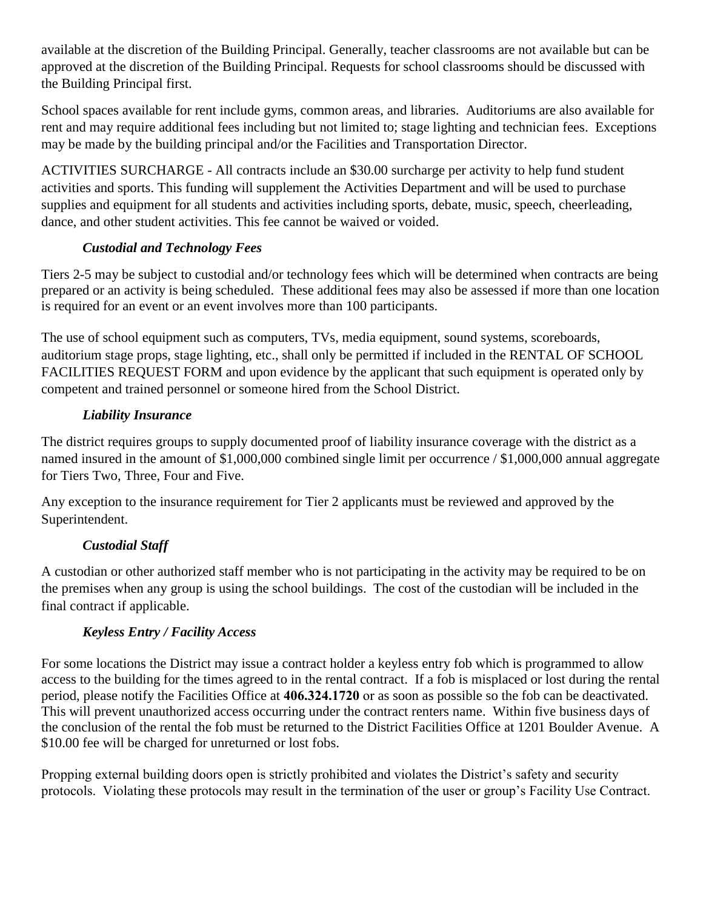available at the discretion of the Building Principal. Generally, teacher classrooms are not available but can be approved at the discretion of the Building Principal. Requests for school classrooms should be discussed with the Building Principal first.

School spaces available for rent include gyms, common areas, and libraries. Auditoriums are also available for rent and may require additional fees including but not limited to; stage lighting and technician fees. Exceptions may be made by the building principal and/or the Facilities and Transportation Director.

ACTIVITIES SURCHARGE - All contracts include an $30.00 surcharge per activity to help fund student activities and sports. This funding will supplement the Activities Department and will be used to purchase supplies and equipment for all students and activities including sports, debate, music, speech, cheerleading, dance, and other student activities. This fee cannot be waived or voided.

### *Custodial and Technology Fees*

Tiers 2-5 may be subject to custodial and/or technology fees which will be determined when contracts are being prepared or an activity is being scheduled. These additional fees may also be assessed if more than one location is required for an event or an event involves more than 100 participants.

The use of school equipment such as computers, TVs, media equipment, sound systems, scoreboards, auditorium stage props, stage lighting, etc., shall only be permitted if included in the RENTAL OF SCHOOL FACILITIES REQUEST FORM and upon evidence by the applicant that such equipment is operated only by competent and trained personnel or someone hired from the School District.

### *Liability Insurance*

The district requires groups to supply documented proof of liability insurance coverage with the district as a named insured in the amount of $1,000,000 combined single limit per occurrence / $1,000,000 annual aggregate for Tiers Two, Three, Four and Five.

Any exception to the insurance requirement for Tier 2 applicants must be reviewed and approved by the Superintendent.

### *Custodial Staff*

A custodian or other authorized staff member who is not participating in the activity may be required to be on the premises when any group is using the school buildings. The cost of the custodian will be included in the final contract if applicable.

### *Keyless Entry / Facility Access*

For some locations the District may issue a contract holder a keyless entry fob which is programmed to allow access to the building for the times agreed to in the rental contract. If a fob is misplaced or lost during the rental period, please notify the Facilities Office at **406.324.1720** or as soon as possible so the fob can be deactivated. This will prevent unauthorized access occurring under the contract renters name. Within five business days of the conclusion of the rental the fob must be returned to the District Facilities Office at 1201 Boulder Avenue. A $10.00 fee will be charged for unreturned or lost fobs.

Propping external building doors open is strictly prohibited and violates the District's safety and security protocols. Violating these protocols may result in the termination of the user or group's Facility Use Contract.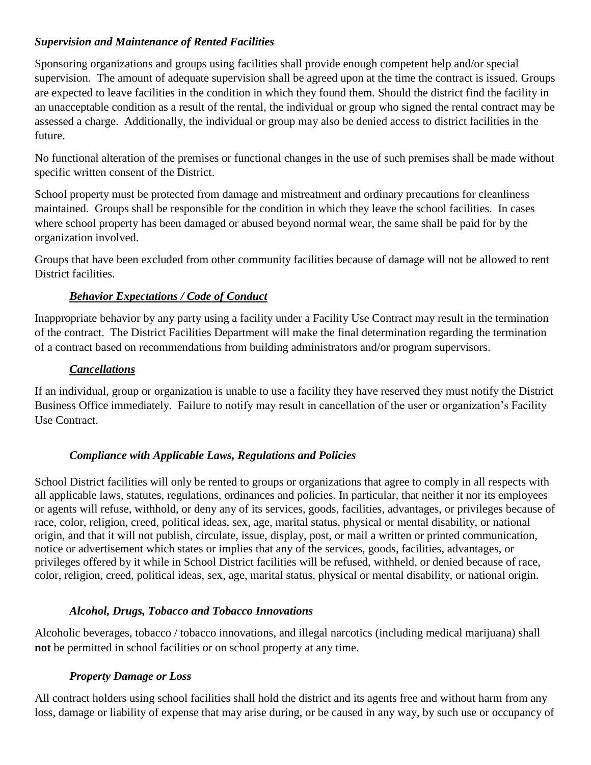### *Supervision and Maintenance of Rented Facilities*

Sponsoring organizations and groups using facilities shall provide enough competent help and/or special supervision. The amount of adequate supervision shall be agreed upon at the time the contract is issued. Groups are expected to leave facilities in the condition in which they found them. Should the district find the facility in an unacceptable condition as a result of the rental, the individual or group who signed the rental contract may be assessed a charge. Additionally, the individual or group may also be denied access to district facilities in the future.

No functional alteration of the premises or functional changes in the use of such premises shall be made without specific written consent of the District.

School property must be protected from damage and mistreatment and ordinary precautions for cleanliness maintained. Groups shall be responsible for the condition in which they leave the school facilities. In cases where school property has been damaged or abused beyond normal wear, the same shall be paid for by the organization involved.

Groups that have been excluded from other community facilities because of damage will not be allowed to rent District facilities.

### ***Behavior Expectations / Code of Conduct***

Inappropriate behavior by any party using a facility under a Facility Use Contract may result in the termination of the contract. The District Facilities Department will make the final determination regarding the termination of a contract based on recommendations from building administrators and/or program supervisors.

### ***Cancellations***

If an individual, group or organization is unable to use a facility they have reserved they must notify the District Business Office immediately. Failure to notify may result in cancellation of the user or organization's Facility Use Contract.

### *Compliance with Applicable Laws, Regulations and Policies*

School District facilities will only be rented to groups or organizations that agree to comply in all respects with all applicable laws, statutes, regulations, ordinances and policies. In particular, that neither it nor its employees or agents will refuse, withhold, or deny any of its services, goods, facilities, advantages, or privileges because of race, color, religion, creed, political ideas, sex, age, marital status, physical or mental disability, or national origin, and that it will not publish, circulate, issue, display, post, or mail a written or printed communication, notice or advertisement which states or implies that any of the services, goods, facilities, advantages, or privileges offered by it while in School District facilities will be refused, withheld, or denied because of race, color, religion, creed, political ideas, sex, age, marital status, physical or mental disability, or national origin.

### *Alcohol, Drugs, Tobacco and Tobacco Innovations*

Alcoholic beverages, tobacco / tobacco innovations, and illegal narcotics (including medical marijuana) shall **not** be permitted in school facilities or on school property at any time.

### *Property Damage or Loss*

All contract holders using school facilities shall hold the district and its agents free and without harm from any loss, damage or liability of expense that may arise during, or be caused in any way, by such use or occupancy of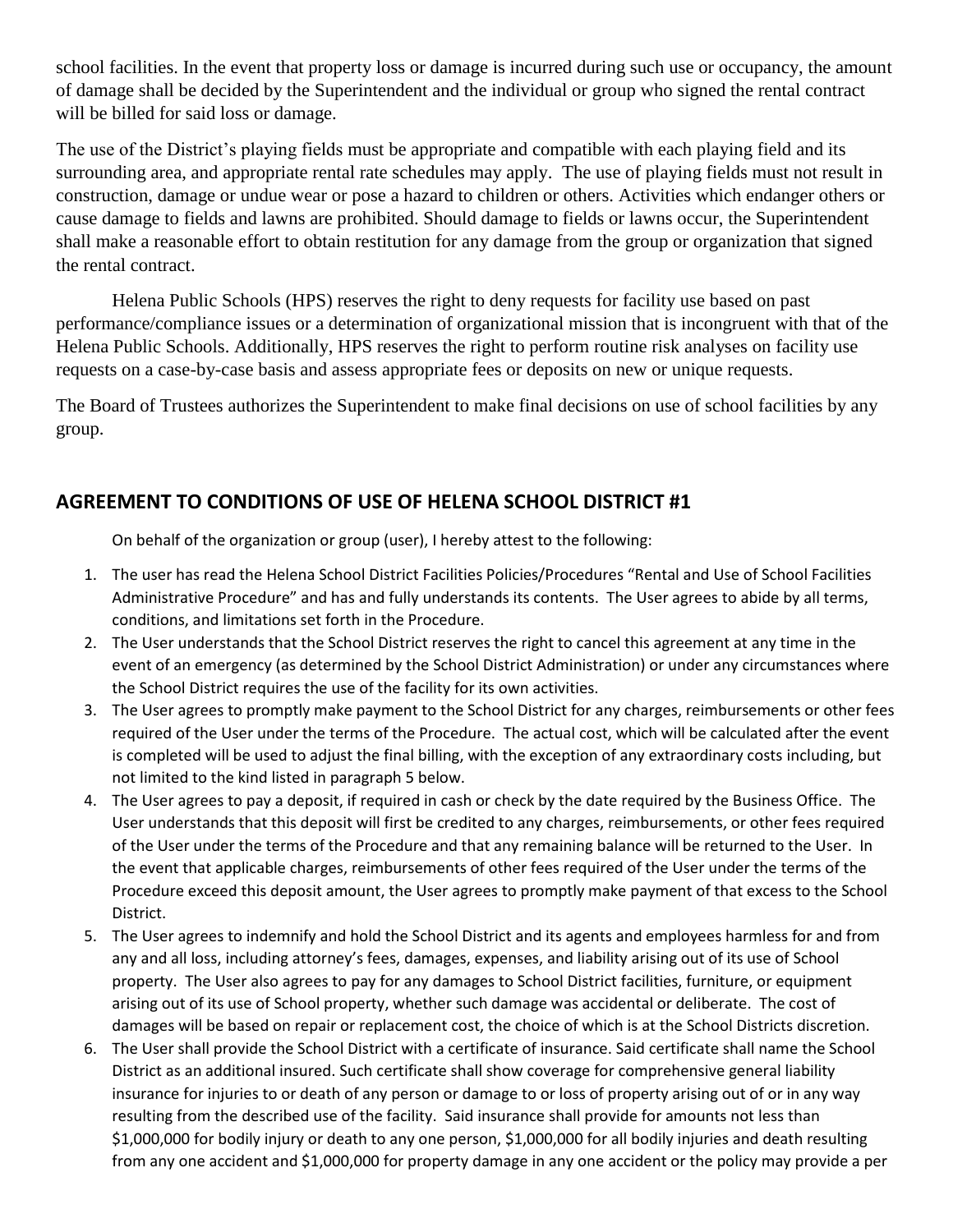school facilities. In the event that property loss or damage is incurred during such use or occupancy, the amount of damage shall be decided by the Superintendent and the individual or group who signed the rental contract will be billed for said loss or damage.

The use of the District's playing fields must be appropriate and compatible with each playing field and its surrounding area, and appropriate rental rate schedules may apply. The use of playing fields must not result in construction, damage or undue wear or pose a hazard to children or others. Activities which endanger others or cause damage to fields and lawns are prohibited. Should damage to fields or lawns occur, the Superintendent shall make a reasonable effort to obtain restitution for any damage from the group or organization that signed the rental contract.

Helena Public Schools (HPS) reserves the right to deny requests for facility use based on past performance/compliance issues or a determination of organizational mission that is incongruent with that of the Helena Public Schools. Additionally, HPS reserves the right to perform routine risk analyses on facility use requests on a case-by-case basis and assess appropriate fees or deposits on new or unique requests.

The Board of Trustees authorizes the Superintendent to make final decisions on use of school facilities by any group.

## AGREEMENT TO CONDITIONS OF USE OF HELENA SCHOOL DISTRICT #1

On behalf of the organization or group (user), I hereby attest to the following:

1. The user has read the Helena School District Facilities Policies/Procedures "Rental and Use of School Facilities Administrative Procedure" and has and fully understands its contents. The User agrees to abide by all terms, conditions, and limitations set forth in the Procedure.
2. The User understands that the School District reserves the right to cancel this agreement at any time in the event of an emergency (as determined by the School District Administration) or under any circumstances where the School District requires the use of the facility for its own activities.
3. The User agrees to promptly make payment to the School District for any charges, reimbursements or other fees required of the User under the terms of the Procedure. The actual cost, which will be calculated after the event is completed will be used to adjust the final billing, with the exception of any extraordinary costs including, but not limited to the kind listed in paragraph 5 below.
4. The User agrees to pay a deposit, if required in cash or check by the date required by the Business Office. The User understands that this deposit will first be credited to any charges, reimbursements, or other fees required of the User under the terms of the Procedure and that any remaining balance will be returned to the User. In the event that applicable charges, reimbursements of other fees required of the User under the terms of the Procedure exceed this deposit amount, the User agrees to promptly make payment of that excess to the School District.
5. The User agrees to indemnify and hold the School District and its agents and employees harmless for and from any and all loss, including attorney's fees, damages, expenses, and liability arising out of its use of School property. The User also agrees to pay for any damages to School District facilities, furniture, or equipment arising out of its use of School property, whether such damage was accidental or deliberate. The cost of damages will be based on repair or replacement cost, the choice of which is at the School Districts discretion.
6. The User shall provide the School District with a certificate of insurance. Said certificate shall name the School District as an additional insured. Such certificate shall show coverage for comprehensive general liability insurance for injuries to or death of any person or damage to or loss of property arising out of or in any way resulting from the described use of the facility. Said insurance shall provide for amounts not less than $1,000,000 for bodily injury or death to any one person, $1,000,000 for all bodily injuries and death resulting from any one accident and $1,000,000 for property damage in any one accident or the policy may provide a per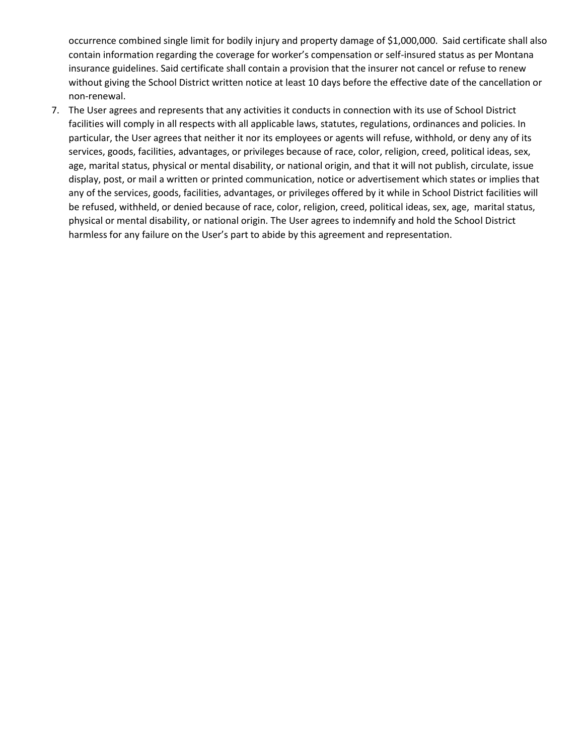occurrence combined single limit for bodily injury and property damage of $1,000,000. Said certificate shall also contain information regarding the coverage for worker's compensation or self-insured status as per Montana insurance guidelines. Said certificate shall contain a provision that the insurer not cancel or refuse to renew without giving the School District written notice at least 10 days before the effective date of the cancellation or non-renewal.

7. The User agrees and represents that any activities it conducts in connection with its use of School District facilities will comply in all respects with all applicable laws, statutes, regulations, ordinances and policies. In particular, the User agrees that neither it nor its employees or agents will refuse, withhold, or deny any of its services, goods, facilities, advantages, or privileges because of race, color, religion, creed, political ideas, sex, age, marital status, physical or mental disability, or national origin, and that it will not publish, circulate, issue display, post, or mail a written or printed communication, notice or advertisement which states or implies that any of the services, goods, facilities, advantages, or privileges offered by it while in School District facilities will be refused, withheld, or denied because of race, color, religion, creed, political ideas, sex, age, marital status, physical or mental disability, or national origin. The User agrees to indemnify and hold the School District harmless for any failure on the User's part to abide by this agreement and representation.